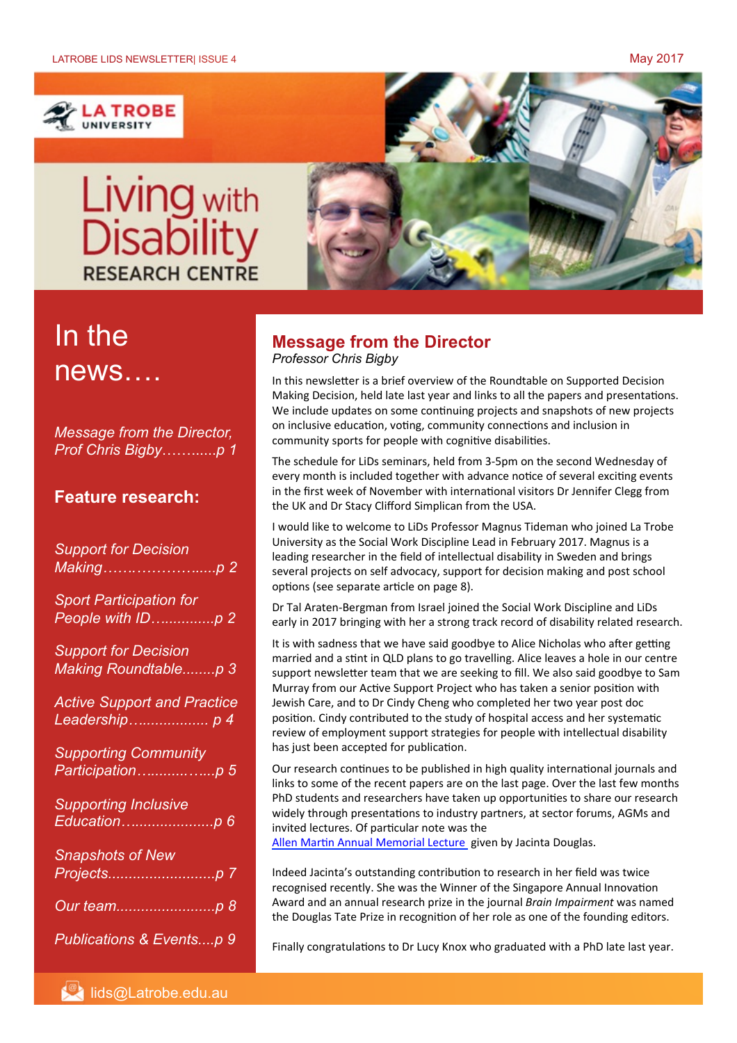# Living with Disability RESEARCH CENTRE

## In the news….

*Message from the Director, Prof Chris Bigby……......p 1*

### Feature research:

*Support for Decision Making…….……………......p 2*

*Sport Participation for People with ID…............p 2*

*Support for Decision Making Roundtable........p 3*

*Active Support and Practice Leadership…................ p 4*

*Supporting Community Participation…........…....p 5*

*Supporting Inclusive Education…....................p 6*

*Snapshots of New Projects.........................p 7*

*Our team.......................p 8*

*Publications & Events....p 9*

## Message from the Director

*Professor Chris Bigby*

In this newsletter is a brief overview of the Roundtable on Supported Decision Making Decision, held late last year and links to all the papers and presentations. We include updates on some continuing projects and snapshots of new projects on inclusive education, voting, community connections and inclusion in community sports for people with cognitive disabilities.

The schedule for LiDs seminars, held from 3-5pm on the second Wednesday of every month is included together with advance notice of several exciting events in the first week of November with international visitors Dr Jennifer Clegg from the UK and Dr Stacy Clifford Simplican from the USA.

I would like to welcome to LiDs Professor Magnus Tideman who joined La Trobe University as the Social Work Discipline Lead in February 2017. Magnus is a leading researcher in the field of intellectual disability in Sweden and brings several projects on self advocacy, support for decision making and post school options (see separate article on page 8).

Dr Tal Araten-Bergman from Israel joined the Social Work Discipline and LiDs early in 2017 bringing with her a strong track record of disability related research.

It is with sadness that we have said goodbye to Alice Nicholas who after getting married and a stint in QLD plans to go travelling. Alice leaves a hole in our centre support newsletter team that we are seeking to fill. We also said goodbye to Sam Murray from our Active Support Project who has taken a senior position with Jewish Care, and to Dr Cindy Cheng who completed her two year post doc position. Cindy contributed to the study of hospital access and her systematic review of employment support strategies for people with intellectual disability has just been accepted for publication.

Our research continues to be published in high quality international journals and links to some of the recent papers are on the last page. Over the last few months PhD students and researchers have taken up opportunities to share our research widely through presentations to industry partners, at sector forums, AGMs and invited lectures. Of particular note was the Allen Martin Annual Memorial Lecture given by Jacinta Douglas.

Indeed Jacinta's outstanding contribution to research in her field was twice recognised recently. She was the Winner of the Singapore Annual Innovation Award and an annual research prize in the journal *Brain Impairment* was named the Douglas Tate Prize in recognition of her role as one of the founding editors.

Finally congratulations to Dr Lucy Knox who graduated with a PhD late last year.

lids@Latrobe.edu.au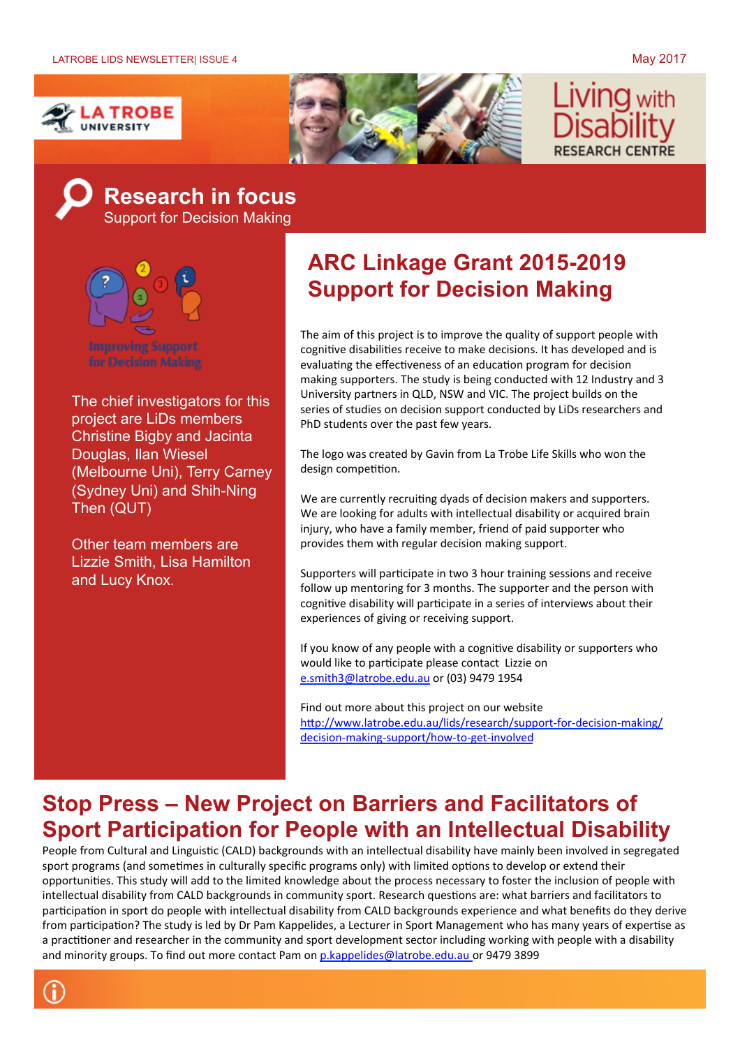# Research in focus

Support for Decision Making

Improving Support for Decision Making

The chief investigators for this project are LiDs members Christine Bigby and Jacinta Douglas, Ilan Wiesel (Melbourne Uni), Terry Carney (Sydney Uni) and Shih-Ning Then (QUT)

Other team members are Lizzie Smith, Lisa Hamilton and Lucy Knox.

## ARC Linkage Grant 2015-2019 Support for Decision Making

The aim of this project is to improve the quality of support people with cognitive disabilities receive to make decisions. It has developed and is evaluating the effectiveness of an education program for decision making supporters. The study is being conducted with 12 Industry and 3 University partners in QLD, NSW and VIC. The project builds on the series of studies on decision support conducted by LiDs researchers and PhD students over the past few years.

The logo was created by Gavin from La Trobe Life Skills who won the design competition.

We are currently recruiting dyads of decision makers and supporters. We are looking for adults with intellectual disability or acquired brain injury, who have a family member, friend of paid supporter who provides them with regular decision making support.

Supporters will participate in two 3 hour training sessions and receive follow up mentoring for 3 months. The supporter and the person with cognitive disability will participate in a series of interviews about their experiences of giving or receiving support.

If you know of any people with a cognitive disability or supporters who would like to participate please contact Lizzie on e.smith3@latrobe.edu.au or (03) 9479 1954

Find out more about this project on our website http://www.latrobe.edu.au/lids/research/support-for-decision-making/decision-making-support/how-to-get-involved

## Stop Press – New Project on Barriers and Facilitators of Sport Participation for People with an Intellectual Disability

People from Cultural and Linguistic (CALD) backgrounds with an intellectual disability have mainly been involved in segregated sport programs (and sometimes in culturally specific programs only) with limited options to develop or extend their opportunities. This study will add to the limited knowledge about the process necessary to foster the inclusion of people with intellectual disability from CALD backgrounds in community sport. Research questions are: what barriers and facilitators to participation in sport do people with intellectual disability from CALD backgrounds experience and what benefits do they derive from participation? The study is led by Dr Pam Kappelides, a Lecturer in Sport Management who has many years of expertise as a practitioner and researcher in the community and sport development sector including working with people with a disability and minority groups. To find out more contact Pam on p.kappelides@latrobe.edu.au or 9479 3899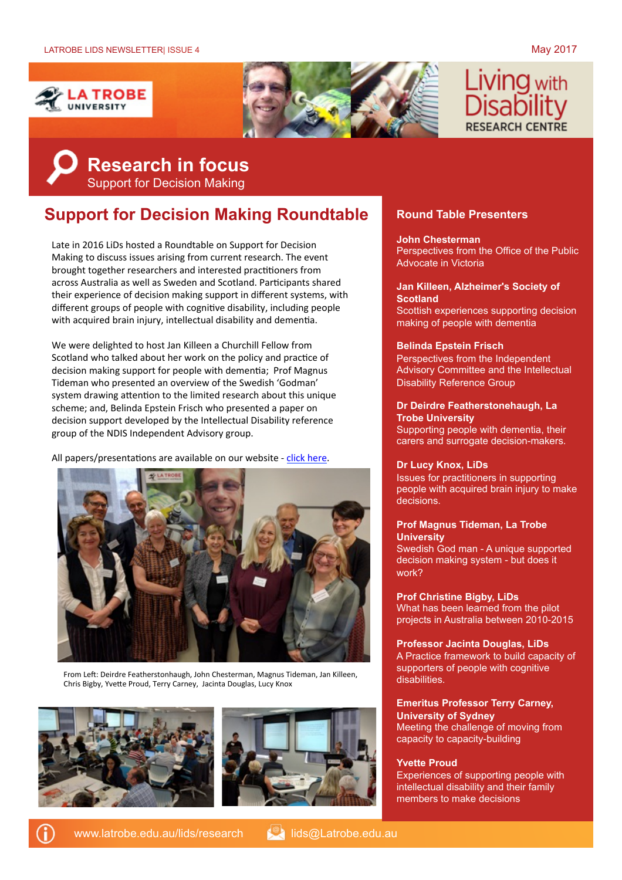LATROBE LIDS NEWSLETTER| ISSUE 4 May 2017

# Research in focus

Support for Decision Making

## Support for Decision Making Roundtable

Late in 2016 LiDs hosted a Roundtable on Support for Decision Making to discuss issues arising from current research. The event brought together researchers and interested practitioners from across Australia as well as Sweden and Scotland. Participants shared their experience of decision making support in different systems, with different groups of people with cognitive disability, including people with acquired brain injury, intellectual disability and dementia.

We were delighted to host Jan Killeen a Churchill Fellow from Scotland who talked about her work on the policy and practice of decision making support for people with dementia; Prof Magnus Tideman who presented an overview of the Swedish 'Godman' system drawing attention to the limited research about this unique scheme; and, Belinda Epstein Frisch who presented a paper on decision support developed by the Intellectual Disability reference group of the NDIS Independent Advisory group.

All papers/presentations are available on our website - click here.

From Left: Deirdre Featherstonhaugh, John Chesterman, Magnus Tideman, Jan Killeen, Chris Bigby, Yvette Proud, Terry Carney, Jacinta Douglas, Lucy Knox

## Round Table Presenters

**John Chesterman**
Perspectives from the Office of the Public Advocate in Victoria

**Jan Killeen, Alzheimer's Society of Scotland**
Scottish experiences supporting decision making of people with dementia

**Belinda Epstein Frisch**
Perspectives from the Independent Advisory Committee and the Intellectual Disability Reference Group

**Dr Deirdre Featherstonehaugh, La Trobe University**
Supporting people with dementia, their carers and surrogate decision-makers.

**Dr Lucy Knox, LiDs**
Issues for practitioners in supporting people with acquired brain injury to make decisions.

**Prof Magnus Tideman, La Trobe University**
Swedish God man - A unique supported decision making system - but does it work?

**Prof Christine Bigby, LiDs**
What has been learned from the pilot projects in Australia between 2010-2015

**Professor Jacinta Douglas, LiDs**
A Practice framework to build capacity of supporters of people with cognitive disabilities.

**Emeritus Professor Terry Carney, University of Sydney**
Meeting the challenge of moving from capacity to capacity-building

**Yvette Proud**
Experiences of supporting people with intellectual disability and their family members to make decisions

www.latrobe.edu.au/lids/research lids@Latrobe.edu.au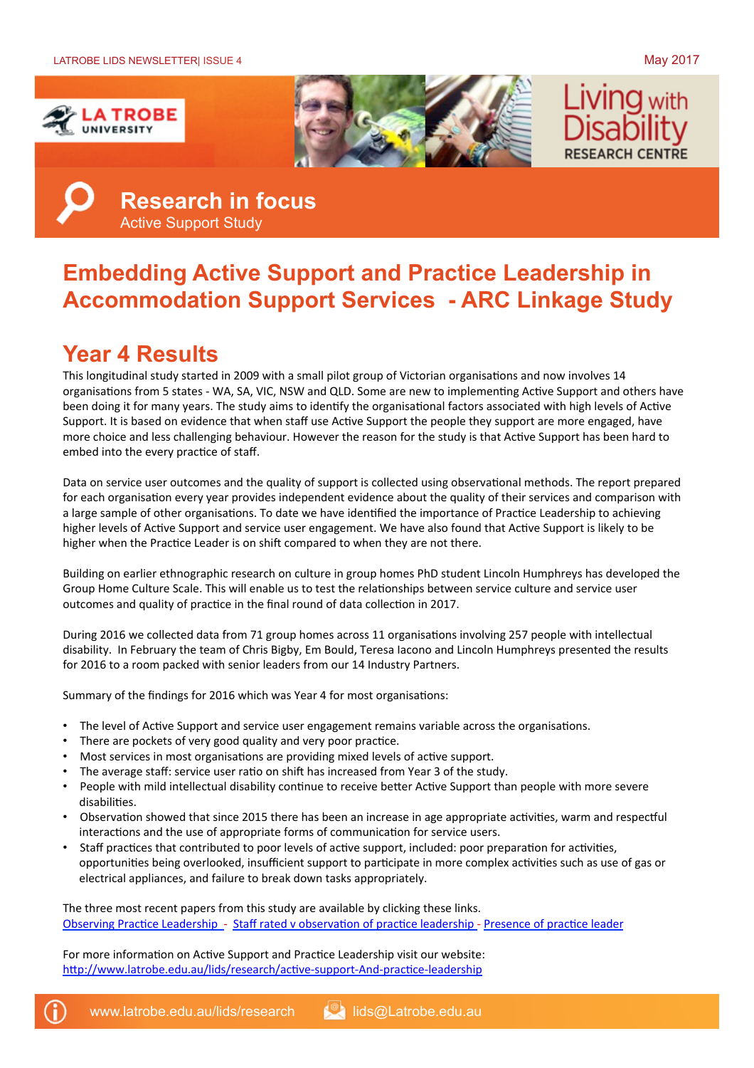# Research in focus

Active Support Study

## Embedding Active Support and Practice Leadership in Accommodation Support Services - ARC Linkage Study

## Year 4 Results

This longitudinal study started in 2009 with a small pilot group of Victorian organisations and now involves 14 organisations from 5 states - WA, SA, VIC, NSW and QLD. Some are new to implementing Active Support and others have been doing it for many years. The study aims to identify the organisational factors associated with high levels of Active Support. It is based on evidence that when staff use Active Support the people they support are more engaged, have more choice and less challenging behaviour. However the reason for the study is that Active Support has been hard to embed into the every practice of staff.

Data on service user outcomes and the quality of support is collected using observational methods. The report prepared for each organisation every year provides independent evidence about the quality of their services and comparison with a large sample of other organisations. To date we have identified the importance of Practice Leadership to achieving higher levels of Active Support and service user engagement. We have also found that Active Support is likely to be higher when the Practice Leader is on shift compared to when they are not there.

Building on earlier ethnographic research on culture in group homes PhD student Lincoln Humphreys has developed the Group Home Culture Scale. This will enable us to test the relationships between service culture and service user outcomes and quality of practice in the final round of data collection in 2017.

During 2016 we collected data from 71 group homes across 11 organisations involving 257 people with intellectual disability. In February the team of Chris Bigby, Em Bould, Teresa Iacono and Lincoln Humphreys presented the results for 2016 to a room packed with senior leaders from our 14 Industry Partners.

Summary of the findings for 2016 which was Year 4 for most organisations:

- The level of Active Support and service user engagement remains variable across the organisations.
- There are pockets of very good quality and very poor practice.
- Most services in most organisations are providing mixed levels of active support.
- The average staff: service user ratio on shift has increased from Year 3 of the study.
- People with mild intellectual disability continue to receive better Active Support than people with more severe disabilities.
- Observation showed that since 2015 there has been an increase in age appropriate activities, warm and respectful interactions and the use of appropriate forms of communication for service users.
- Staff practices that contributed to poor levels of active support, included: poor preparation for activities, opportunities being overlooked, insufficient support to participate in more complex activities such as use of gas or electrical appliances, and failure to break down tasks appropriately.

The three most recent papers from this study are available by clicking these links.
Observing Practice Leadership - Staff rated v observation of practice leadership - Presence of practice leader

For more information on Active Support and Practice Leadership visit our website:
http://www.latrobe.edu.au/lids/research/active-support-And-practice-leadership

www.latrobe.edu.au/lids/research lids@Latrobe.edu.au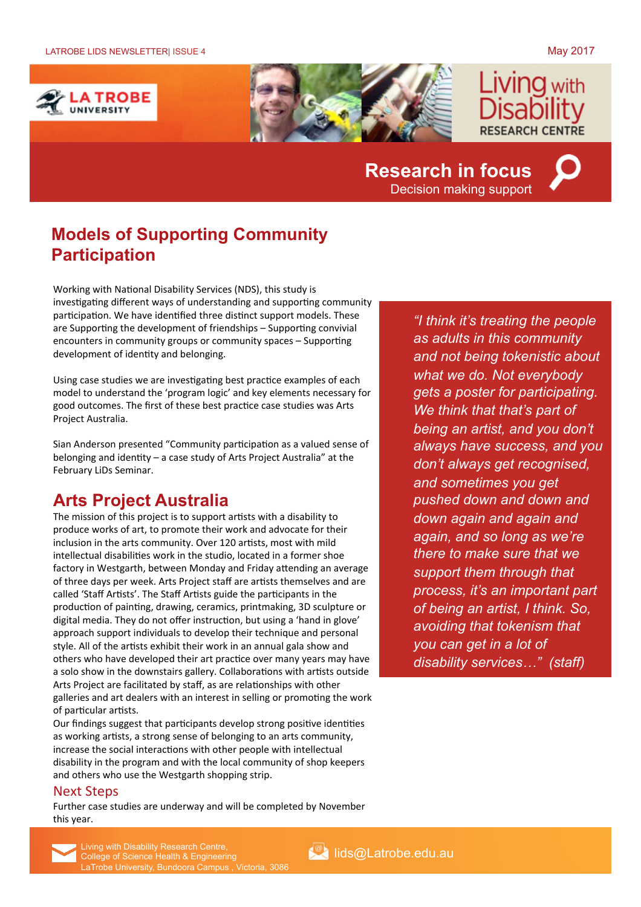# Research in focus

Decision making support

## Models of Supporting Community Participation

Working with National Disability Services (NDS), this study is investigating different ways of understanding and supporting community participation. We have identified three distinct support models. These are Supporting the development of friendships – Supporting convivial encounters in community groups or community spaces – Supporting development of identity and belonging.

Using case studies we are investigating best practice examples of each model to understand the 'program logic' and key elements necessary for good outcomes. The first of these best practice case studies was Arts Project Australia.

Sian Anderson presented "Community participation as a valued sense of belonging and identity – a case study of Arts Project Australia" at the February LiDs Seminar.

## Arts Project Australia

The mission of this project is to support artists with a disability to produce works of art, to promote their work and advocate for their inclusion in the arts community. Over 120 artists, most with mild intellectual disabilities work in the studio, located in a former shoe factory in Westgarth, between Monday and Friday attending an average of three days per week. Arts Project staff are artists themselves and are called 'Staff Artists'. The Staff Artists guide the participants in the production of painting, drawing, ceramics, printmaking, 3D sculpture or digital media. They do not offer instruction, but using a 'hand in glove' approach support individuals to develop their technique and personal style. All of the artists exhibit their work in an annual gala show and others who have developed their art practice over many years may have a solo show in the downstairs gallery. Collaborations with artists outside Arts Project are facilitated by staff, as are relationships with other galleries and art dealers with an interest in selling or promoting the work of particular artists.

Our findings suggest that participants develop strong positive identities as working artists, a strong sense of belonging to an arts community, increase the social interactions with other people with intellectual disability in the program and with the local community of shop keepers and others who use the Westgarth shopping strip.

> *"I think it's treating the people as adults in this community and not being tokenistic about what we do. Not everybody gets a poster for participating. We think that that's part of being an artist, and you don't always have success, and you don't always get recognised, and sometimes you get pushed down and down and down again and again and again, and so long as we're there to make sure that we support them through that process, it's an important part of being an artist, I think. So, avoiding that tokenism that you can get in a lot of disability services…" (staff)*

### Next Steps

Further case studies are underway and will be completed by November this year.

Living with Disability Research Centre,
College of Science Health & Engineering
LaTrobe University, Bundoora Campus , Victoria, 3086

lids@Latrobe.edu.au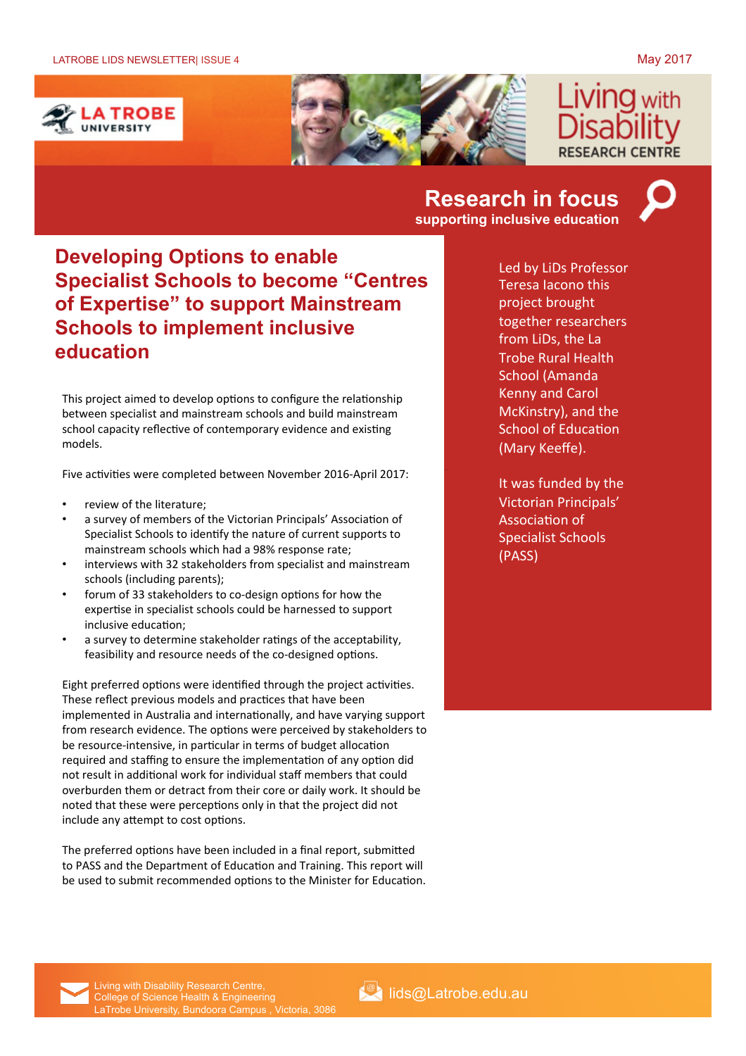## Research in focus

**supporting inclusive education**

# Developing Options to enable Specialist Schools to become "Centres of Expertise" to support Mainstream Schools to implement inclusive education

This project aimed to develop options to configure the relationship between specialist and mainstream schools and build mainstream school capacity reflective of contemporary evidence and existing models.

Five activities were completed between November 2016-April 2017:

- review of the literature;
- a survey of members of the Victorian Principals' Association of Specialist Schools to identify the nature of current supports to mainstream schools which had a 98% response rate;
- interviews with 32 stakeholders from specialist and mainstream schools (including parents);
- forum of 33 stakeholders to co-design options for how the expertise in specialist schools could be harnessed to support inclusive education;
- a survey to determine stakeholder ratings of the acceptability, feasibility and resource needs of the co-designed options.

Eight preferred options were identified through the project activities. These reflect previous models and practices that have been implemented in Australia and internationally, and have varying support from research evidence. The options were perceived by stakeholders to be resource-intensive, in particular in terms of budget allocation required and staffing to ensure the implementation of any option did not result in additional work for individual staff members that could overburden them or detract from their core or daily work. It should be noted that these were perceptions only in that the project did not include any attempt to cost options.

The preferred options have been included in a final report, submitted to PASS and the Department of Education and Training. This report will be used to submit recommended options to the Minister for Education.

Led by LiDs Professor Teresa Iacono this project brought together researchers from LiDs, the La Trobe Rural Health School (Amanda Kenny and Carol McKinstry), and the School of Education (Mary Keeffe).

It was funded by the Victorian Principals' Association of Specialist Schools (PASS)

Living with Disability Research Centre,
College of Science Health & Engineering
LaTrobe University, Bundoora Campus , Victoria, 3086

lids@Latrobe.edu.au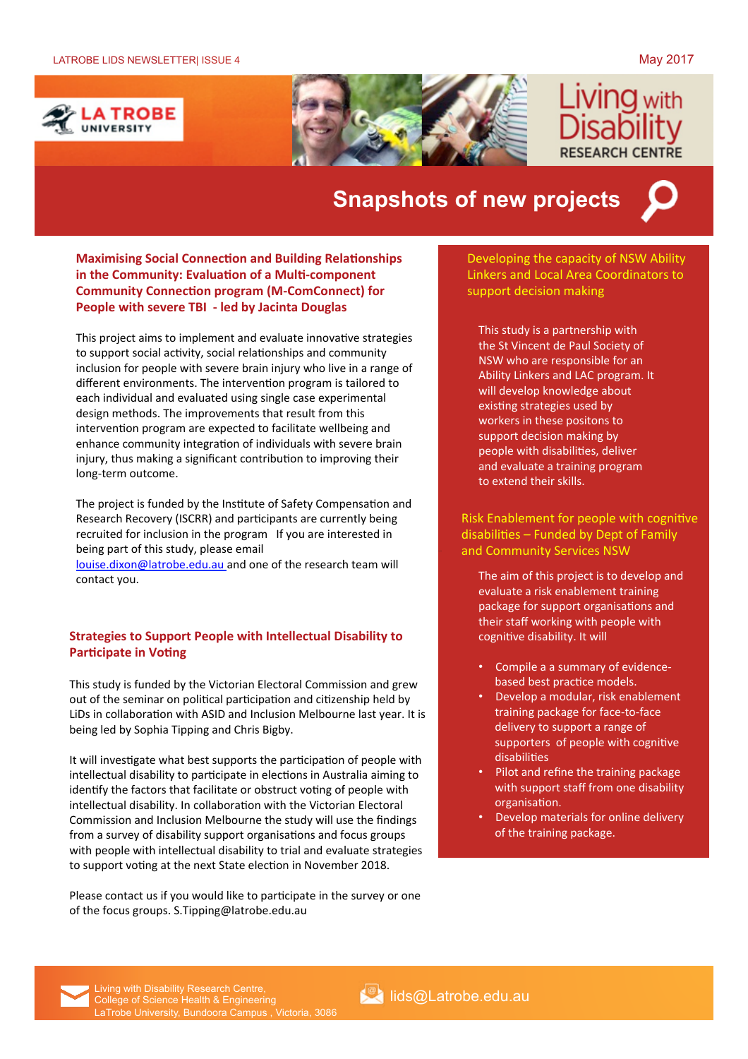# Snapshots of new projects

### Maximising Social Connection and Building Relationships in the Community: Evaluation of a Multi-component Community Connection program (M-ComConnect) for People with severe TBI - led by Jacinta Douglas

This project aims to implement and evaluate innovative strategies to support social activity, social relationships and community inclusion for people with severe brain injury who live in a range of different environments. The intervention program is tailored to each individual and evaluated using single case experimental design methods. The improvements that result from this intervention program are expected to facilitate wellbeing and enhance community integration of individuals with severe brain injury, thus making a significant contribution to improving their long-term outcome.

The project is funded by the Institute of Safety Compensation and Research Recovery (ISCRR) and participants are currently being recruited for inclusion in the program If you are interested in being part of this study, please email louise.dixon@latrobe.edu.au and one of the research team will contact you.

### Strategies to Support People with Intellectual Disability to Participate in Voting

This study is funded by the Victorian Electoral Commission and grew out of the seminar on political participation and citizenship held by LiDs in collaboration with ASID and Inclusion Melbourne last year. It is being led by Sophia Tipping and Chris Bigby.

It will investigate what best supports the participation of people with intellectual disability to participate in elections in Australia aiming to identify the factors that facilitate or obstruct voting of people with intellectual disability. In collaboration with the Victorian Electoral Commission and Inclusion Melbourne the study will use the findings from a survey of disability support organisations and focus groups with people with intellectual disability to trial and evaluate strategies to support voting at the next State election in November 2018.

Please contact us if you would like to participate in the survey or one of the focus groups. S.Tipping@latrobe.edu.au

### Developing the capacity of NSW Ability Linkers and Local Area Coordinators to support decision making

This study is a partnership with the St Vincent de Paul Society of NSW who are responsible for an Ability Linkers and LAC program. It will develop knowledge about existing strategies used by workers in these positons to support decision making by people with disabilities, deliver and evaluate a training program to extend their skills.

### Risk Enablement for people with cognitive disabilities – Funded by Dept of Family and Community Services NSW

The aim of this project is to develop and evaluate a risk enablement training package for support organisations and their staff working with people with cognitive disability. It will

- Compile a a summary of evidence-based best practice models.
- Develop a modular, risk enablement training package for face-to-face delivery to support a range of supporters of people with cognitive disabilities
- Pilot and refine the training package with support staff from one disability organisation.
- Develop materials for online delivery of the training package.

Living with Disability Research Centre,
College of Science Health & Engineering
LaTrobe University, Bundoora Campus , Victoria, 3086

lids@Latrobe.edu.au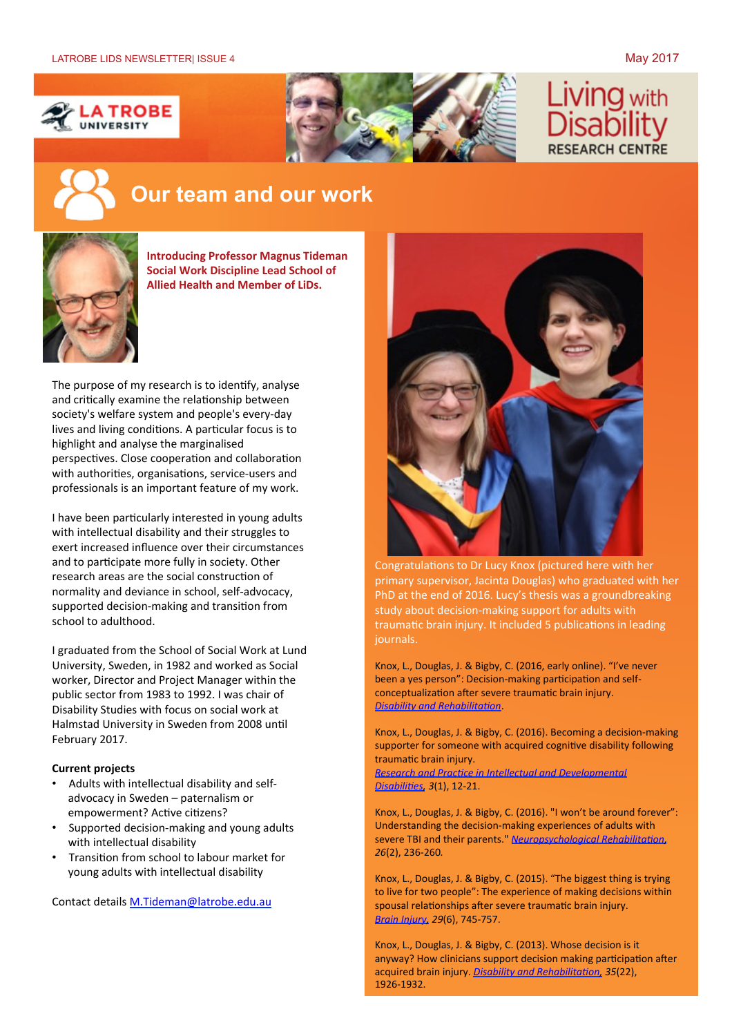Living with Disability RESEARCH CENTRE

# Our team and our work

**Introducing Professor Magnus Tideman Social Work Discipline Lead School of Allied Health and Member of LiDs.**

The purpose of my research is to identify, analyse and critically examine the relationship between society's welfare system and people's every-day lives and living conditions. A particular focus is to highlight and analyse the marginalised perspectives. Close cooperation and collaboration with authorities, organisations, service-users and professionals is an important feature of my work.

I have been particularly interested in young adults with intellectual disability and their struggles to exert increased influence over their circumstances and to participate more fully in society. Other research areas are the social construction of normality and deviance in school, self-advocacy, supported decision-making and transition from school to adulthood.

I graduated from the School of Social Work at Lund University, Sweden, in 1982 and worked as Social worker, Director and Project Manager within the public sector from 1983 to 1992. I was chair of Disability Studies with focus on social work at Halmstad University in Sweden from 2008 until February 2017.

**Current projects**

- Adults with intellectual disability and self-advocacy in Sweden – paternalism or empowerment? Active citizens?
- Supported decision-making and young adults with intellectual disability
- Transition from school to labour market for young adults with intellectual disability

Contact details M.Tideman@latrobe.edu.au

Congratulations to Dr Lucy Knox (pictured here with her primary supervisor, Jacinta Douglas) who graduated with her PhD at the end of 2016. Lucy's thesis was a groundbreaking study about decision-making support for adults with traumatic brain injury. It included 5 publications in leading journals.

Knox, L., Douglas, J. & Bigby, C. (2016, early online). "I've never been a yes person": Decision-making participation and self-conceptualization after severe traumatic brain injury. *Disability and Rehabilitation*.

Knox, L., Douglas, J. & Bigby, C. (2016). Becoming a decision-making supporter for someone with acquired cognitive disability following traumatic brain injury. *Research and Practice in Intellectual and Developmental Disabilities*, *3*(1), 12-21.

Knox, L., Douglas, J. & Bigby, C. (2016). "I won't be around forever": Understanding the decision-making experiences of adults with severe TBI and their parents." *Neuropsychological Rehabilitation*, *26*(2), 236-260.

Knox, L., Douglas, J. & Bigby, C. (2015). "The biggest thing is trying to live for two people": The experience of making decisions within spousal relationships after severe traumatic brain injury. *Brain Injury*, *29*(6), 745-757.

Knox, L., Douglas, J. & Bigby, C. (2013). Whose decision is it anyway? How clinicians support decision making participation after acquired brain injury. *Disability and Rehabilitation*, *35*(22), 1926-1932.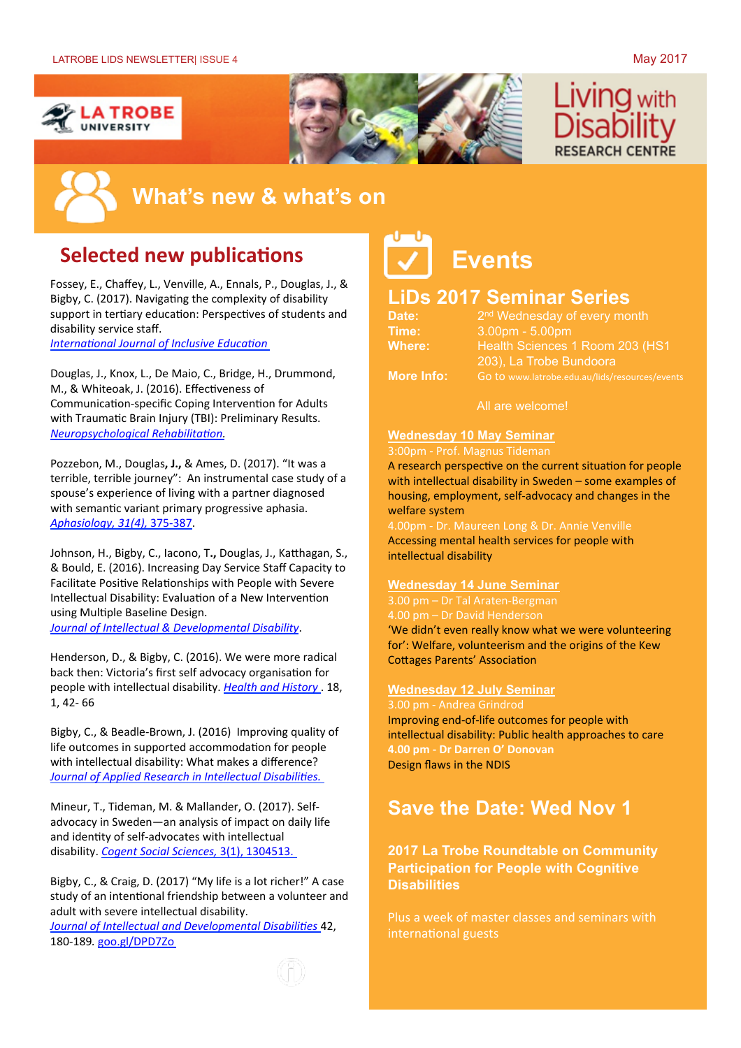LATROBE LIDS NEWSLETTER| ISSUE 4

May 2017

LA TROBE UNIVERSITY

Living with Disability RESEARCH CENTRE

# What's new & what's on

## Selected new publications

Fossey, E., Chaffey, L., Venville, A., Ennals, P., Douglas, J., & Bigby, C. (2017). Navigating the complexity of disability support in tertiary education: Perspectives of students and disability service staff.
*International Journal of Inclusive Education*

Douglas, J., Knox, L., De Maio, C., Bridge, H., Drummond, M., & Whiteoak, J. (2016). Effectiveness of Communication-specific Coping Intervention for Adults with Traumatic Brain Injury (TBI): Preliminary Results.
*Neuropsychological Rehabilitation.*

Pozzebon, M., Douglas, **J.**, & Ames, D. (2017). "It was a terrible, terrible journey": An instrumental case study of a spouse's experience of living with a partner diagnosed with semantic variant primary progressive aphasia.
*Aphasiology, 31(4),* 375-387.

Johnson, H., Bigby, C., Iacono, T**.**, Douglas, J., Katthagan, S., & Bould, E. (2016). Increasing Day Service Staff Capacity to Facilitate Positive Relationships with People with Severe Intellectual Disability: Evaluation of a New Intervention using Multiple Baseline Design.
*Journal of Intellectual & Developmental Disability*.

Henderson, D., & Bigby, C. (2016). We were more radical back then: Victoria's first self advocacy organisation for people with intellectual disability. *Health and History* . 18, 1, 42- 66

Bigby, C., & Beadle-Brown, J. (2016) Improving quality of life outcomes in supported accommodation for people with intellectual disability: What makes a difference?
*Journal of Applied Research in Intellectual Disabilities.*

Mineur, T., Tideman, M. & Mallander, O. (2017). Self-advocacy in Sweden—an analysis of impact on daily life and identity of self-advocates with intellectual disability. *Cogent Social Sciences,* 3(1), 1304513.

Bigby, C., & Craig, D. (2017) "My life is a lot richer!" A case study of an intentional friendship between a volunteer and adult with severe intellectual disability.
*Journal of Intellectual and Developmental Disabilities* 42, 180-189. goo.gl/DPD7Zo

## Events

### LiDs 2017 Seminar Series

**Date:** 2nd Wednesday of every month
**Time:** 3.00pm - 5.00pm
**Where:** Health Sciences 1 Room 203 (HS1 203), La Trobe Bundoora
**More Info:** Go to www.latrobe.edu.au/lids/resources/events

All are welcome!

**Wednesday 10 May Seminar**
3:00pm - Prof. Magnus Tideman
A research perspective on the current situation for people with intellectual disability in Sweden – some examples of housing, employment, self-advocacy and changes in the welfare system
4.00pm - Dr. Maureen Long & Dr. Annie Venville
Accessing mental health services for people with intellectual disability

**Wednesday 14 June Seminar**
3.00 pm – Dr Tal Araten-Bergman
4.00 pm – Dr David Henderson
'We didn't even really know what we were volunteering for': Welfare, volunteerism and the origins of the Kew Cottages Parents' Association

**Wednesday 12 July Seminar**
3.00 pm - Andrea Grindrod
Improving end-of-life outcomes for people with intellectual disability: Public health approaches to care
**4.00 pm - Dr Darren O' Donovan**
Design flaws in the NDIS

### Save the Date: Wed Nov 1

**2017 La Trobe Roundtable on Community Participation for People with Cognitive Disabilities**

Plus a week of master classes and seminars with international guests